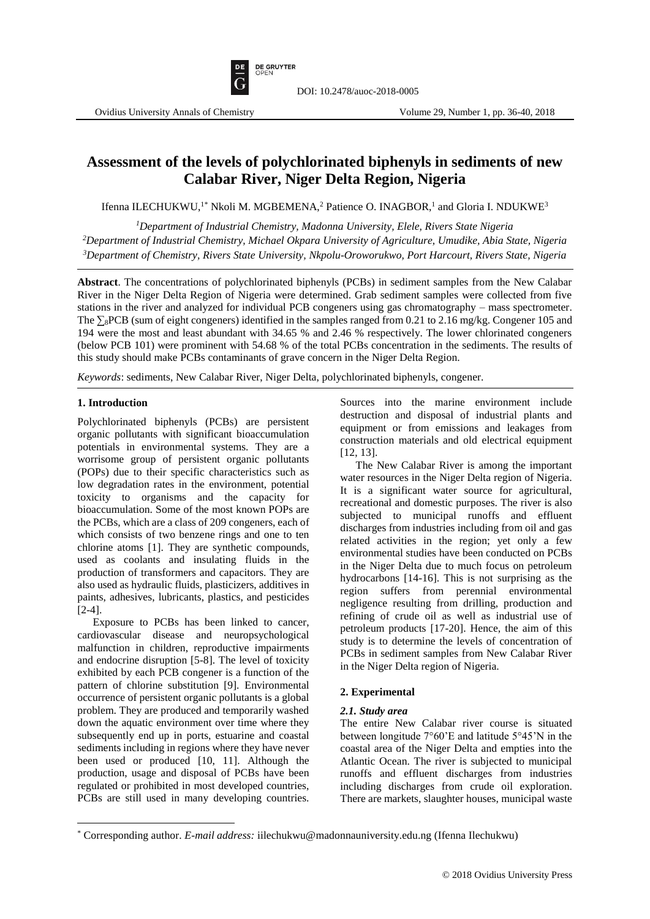DOI: 10.2478/auoc-2018-0005

# Assessment of the levels of polychlorinated biphenyls in sediments of new Calabar River, Niger Delta Region, Nigeria

Ifenna ILECHUKWU,[1*] Nkoli M. MGBEMENA,[2] Patience O. INAGBOR,[1] and Gloria I. NDUKWE[3]

[1] *Department of Industrial Chemistry, Madonna University, Elele, Rivers State Nigeria*
[2] *Department of Industrial Chemistry, Michael Okpara University of Agriculture, Umudike, Abia State, Nigeria*
[3] *Department of Chemistry, Rivers State University, Nkpolu-Oroworukwo, Port Harcourt, Rivers State, Nigeria*

**Abstract**. The concentrations of polychlorinated biphenyls (PCBs) in sediment samples from the New Calabar River in the Niger Delta Region of Nigeria were determined. Grab sediment samples were collected from five stations in the river and analyzed for individual PCB congeners using gas chromatography – mass spectrometer. The $\sum_8$PCB (sum of eight congeners) identified in the samples ranged from 0.21 to 2.16 mg/kg. Congener 105 and 194 were the most and least abundant with 34.65 % and 2.46 % respectively. The lower chlorinated congeners (below PCB 101) were prominent with 54.68 % of the total PCBs concentration in the sediments. The results of this study should make PCBs contaminants of grave concern in the Niger Delta Region.

*Keywords*: sediments, New Calabar River, Niger Delta, polychlorinated biphenyls, congener.

## 1. Introduction

Polychlorinated biphenyls (PCBs) are persistent organic pollutants with significant bioaccumulation potentials in environmental systems. They are a worrisome group of persistent organic pollutants (POPs) due to their specific characteristics such as low degradation rates in the environment, potential toxicity to organisms and the capacity for bioaccumulation. Some of the most known POPs are the PCBs, which are a class of 209 congeners, each of which consists of two benzene rings and one to ten chlorine atoms [1]. They are synthetic compounds, used as coolants and insulating fluids in the production of transformers and capacitors. They are also used as hydraulic fluids, plasticizers, additives in paints, adhesives, lubricants, plastics, and pesticides [2-4].

Exposure to PCBs has been linked to cancer, cardiovascular disease and neuropsychological malfunction in children, reproductive impairments and endocrine disruption [5-8]. The level of toxicity exhibited by each PCB congener is a function of the pattern of chlorine substitution [9]. Environmental occurrence of persistent organic pollutants is a global problem. They are produced and temporarily washed down the aquatic environment over time where they subsequently end up in ports, estuarine and coastal sediments including in regions where they have never been used or produced [10, 11]. Although the production, usage and disposal of PCBs have been regulated or prohibited in most developed countries, PCBs are still used in many developing countries. Sources into the marine environment include destruction and disposal of industrial plants and equipment or from emissions and leakages from construction materials and old electrical equipment [12, 13].

The New Calabar River is among the important water resources in the Niger Delta region of Nigeria. It is a significant water source for agricultural, recreational and domestic purposes. The river is also subjected to municipal runoffs and effluent discharges from industries including from oil and gas related activities in the region; yet only a few environmental studies have been conducted on PCBs in the Niger Delta due to much focus on petroleum hydrocarbons [14-16]. This is not surprising as the region suffers from perennial environmental negligence resulting from drilling, production and refining of crude oil as well as industrial use of petroleum products [17-20]. Hence, the aim of this study is to determine the levels of concentration of PCBs in sediment samples from New Calabar River in the Niger Delta region of Nigeria.

## 2. Experimental

### *2.1. Study area*

The entire New Calabar river course is situated between longitude 7°60'E and latitude 5°45'N in the coastal area of the Niger Delta and empties into the Atlantic Ocean. The river is subjected to municipal runoffs and effluent discharges from industries including discharges from crude oil exploration. There are markets, slaughter houses, municipal waste

* Corresponding author. *E-mail address:* iilechukwu@madonnauniversity.edu.ng (Ifenna Ilechukwu)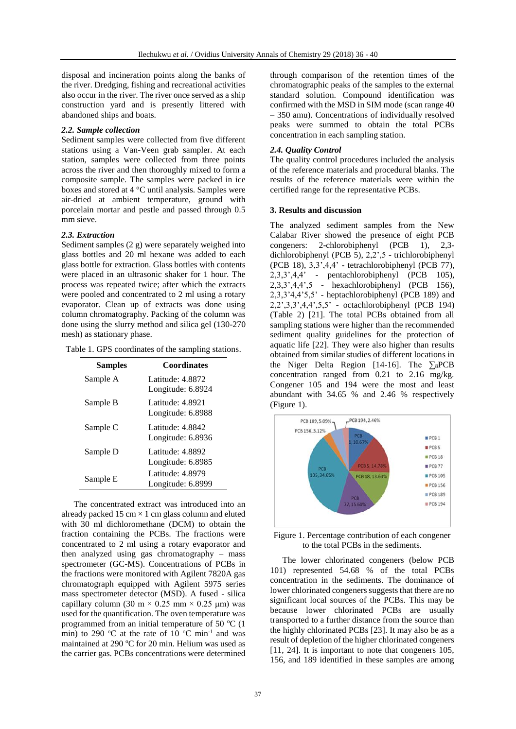disposal and incineration points along the banks of the river. Dredging, fishing and recreational activities also occur in the river. The river once served as a ship construction yard and is presently littered with abandoned ships and boats.

### *2.2. Sample collection*

Sediment samples were collected from five different stations using a Van-Veen grab sampler. At each station, samples were collected from three points across the river and then thoroughly mixed to form a composite sample. The samples were packed in ice boxes and stored at 4 °C until analysis. Samples were air-dried at ambient temperature, ground with porcelain mortar and pestle and passed through 0.5 mm sieve.

### *2.3. Extraction*

Sediment samples (2 g) were separately weighed into glass bottles and 20 ml hexane was added to each glass bottle for extraction. Glass bottles with contents were placed in an ultrasonic shaker for 1 hour. The process was repeated twice; after which the extracts were pooled and concentrated to 2 ml using a rotary evaporator. Clean up of extracts was done using column chromatography. Packing of the column was done using the slurry method and silica gel (130-270 mesh) as stationary phase.

Table 1. GPS coordinates of the sampling stations.

| Samples | Coordinates |
|---|---|
| Sample A | Latitude: 4.8872 Longitude: 6.8924 |
| Sample B | Latitude: 4.8921 Longitude: 6.8988 |
| Sample C | Latitude: 4.8842 Longitude: 6.8936 |
| Sample D | Latitude: 4.8892 Longitude: 6.8985 |
| Sample E | Latitude: 4.8979 Longitude: 6.8999 |

The concentrated extract was introduced into an already packed 15 cm × 1 cm glass column and eluted with 30 ml dichloromethane (DCM) to obtain the fraction containing the PCBs. The fractions were concentrated to 2 ml using a rotary evaporator and then analyzed using gas chromatography – mass spectrometer (GC-MS). Concentrations of PCBs in the fractions were monitored with Agilent 7820A gas chromatograph equipped with Agilent 5975 series mass spectrometer detector (MSD). A fused - silica capillary column (30 m × 0.25 mm × 0.25 μm) was used for the quantification. The oven temperature was programmed from an initial temperature of 50 °C (1 min) to 290 °C at the rate of 10 °C min$^{-1}$ and was maintained at 290 °C for 20 min. Helium was used as the carrier gas. PCBs concentrations were determined through comparison of the retention times of the chromatographic peaks of the samples to the external standard solution. Compound identification was confirmed with the MSD in SIM mode (scan range 40 – 350 amu). Concentrations of individually resolved peaks were summed to obtain the total PCBs concentration in each sampling station.

### *2.4. Quality Control*

The quality control procedures included the analysis of the reference materials and procedural blanks. The results of the reference materials were within the certified range for the representative PCBs.

## 3. Results and discussion

The analyzed sediment samples from the New Calabar River showed the presence of eight PCB congeners: 2-chlorobiphenyl (PCB 1), 2,3-dichlorobiphenyl (PCB 5), 2,2',5 - trichlorobiphenyl (PCB 18), 3,3',4,4' - tetrachlorobiphenyl (PCB 77), 2,3,3',4,4' - pentachlorobiphenyl (PCB 105), 2,3,3',4,4',5 - hexachlorobiphenyl (PCB 156), 2,3,3'4,4'5,5' - heptachlorobiphenyl (PCB 189) and 2,2',3,3',4,4',5,5' - octachlorobiphenyl (PCB 194) (Table 2) [21]. The total PCBs obtained from all sampling stations were higher than the recommended sediment quality guidelines for the protection of aquatic life [22]. They were also higher than results obtained from similar studies of different locations in the Niger Delta Region [14-16]. The $\sum_8$PCB concentration ranged from 0.21 to 2.16 mg/kg. Congener 105 and 194 were the most and least abundant with 34.65 % and 2.46 % respectively (Figure 1).

Figure 1. Percentage contribution of each congener to the total PCBs in the sediments.

The lower chlorinated congeners (below PCB 101) represented 54.68 % of the total PCBs concentration in the sediments. The dominance of lower chlorinated congeners suggests that there are no significant local sources of the PCBs. This may be because lower chlorinated PCBs are usually transported to a further distance from the source than the highly chlorinated PCBs [23]. It may also be as a result of depletion of the higher chlorinated congeners [11, 24]. It is important to note that congeners 105, 156, and 189 identified in these samples are among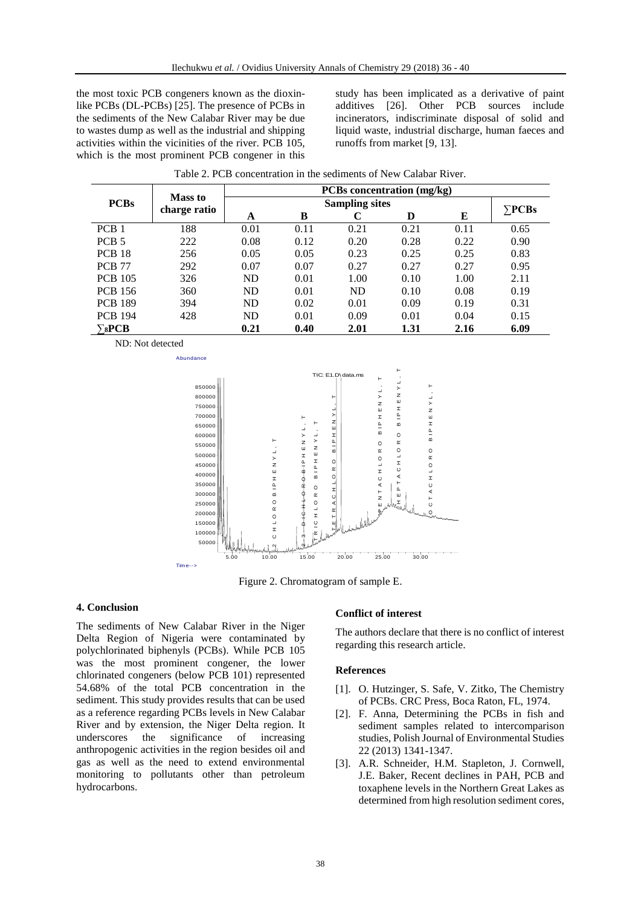the most toxic PCB congeners known as the dioxin-like PCBs (DL-PCBs) [25]. The presence of PCBs in the sediments of the New Calabar River may be due to wastes dump as well as the industrial and shipping activities within the vicinities of the river. PCB 105, which is the most prominent PCB congener in this study has been implicated as a derivative of paint additives [26]. Other PCB sources include incinerators, indiscriminate disposal of solid and liquid waste, industrial discharge, human faeces and runoffs from market [9, 13].

Table 2. PCB concentration in the sediments of New Calabar River.

| PCBs | Mass to charge ratio | PCBs concentration (mg/kg) | | | | | |
|---|---|---|---|---|---|---|---|
| | | Sampling sites | | | | | ∑PCBs |
| | | A | B | C | D | E | |
| PCB 1 | 188 | 0.01 | 0.11 | 0.21 | 0.21 | 0.11 | 0.65 |
| PCB 5 | 222 | 0.08 | 0.12 | 0.20 | 0.28 | 0.22 | 0.90 |
| PCB 18 | 256 | 0.05 | 0.05 | 0.23 | 0.25 | 0.25 | 0.83 |
| PCB 77 | 292 | 0.07 | 0.07 | 0.27 | 0.27 | 0.27 | 0.95 |
| PCB 105 | 326 | ND | 0.01 | 1.00 | 0.10 | 1.00 | 2.11 |
| PCB 156 | 360 | ND | 0.01 | ND | 0.10 | 0.08 | 0.19 |
| PCB 189 | 394 | ND | 0.02 | 0.01 | 0.09 | 0.19 | 0.31 |
| PCB 194 | 428 | ND | 0.01 | 0.09 | 0.01 | 0.04 | 0.15 |
| **$\sum_8$PCB** | | **0.21** | **0.40** | **2.01** | **1.31** | **2.16** | **6.09** |

ND: Not detected

Figure 2. Chromatogram of sample E.

## 4. Conclusion

The sediments of New Calabar River in the Niger Delta Region of Nigeria were contaminated by polychlorinated biphenyls (PCBs). While PCB 105 was the most prominent congener, the lower chlorinated congeners (below PCB 101) represented 54.68% of the total PCB concentration in the sediment. This study provides results that can be used as a reference regarding PCBs levels in New Calabar River and by extension, the Niger Delta region. It underscores the significance of increasing anthropogenic activities in the region besides oil and gas as well as the need to extend environmental monitoring to pollutants other than petroleum hydrocarbons.

### Conflict of interest

The authors declare that there is no conflict of interest regarding this research article.

### References

[1]. O. Hutzinger, S. Safe, V. Zitko, The Chemistry of PCBs. CRC Press, Boca Raton, FL, 1974.

[2]. F. Anna, Determining the PCBs in fish and sediment samples related to intercomparison studies, Polish Journal of Environmental Studies 22 (2013) 1341-1347.

[3]. A.R. Schneider, H.M. Stapleton, J. Cornwell, J.E. Baker, Recent declines in PAH, PCB and toxaphene levels in the Northern Great Lakes as determined from high resolution sediment cores,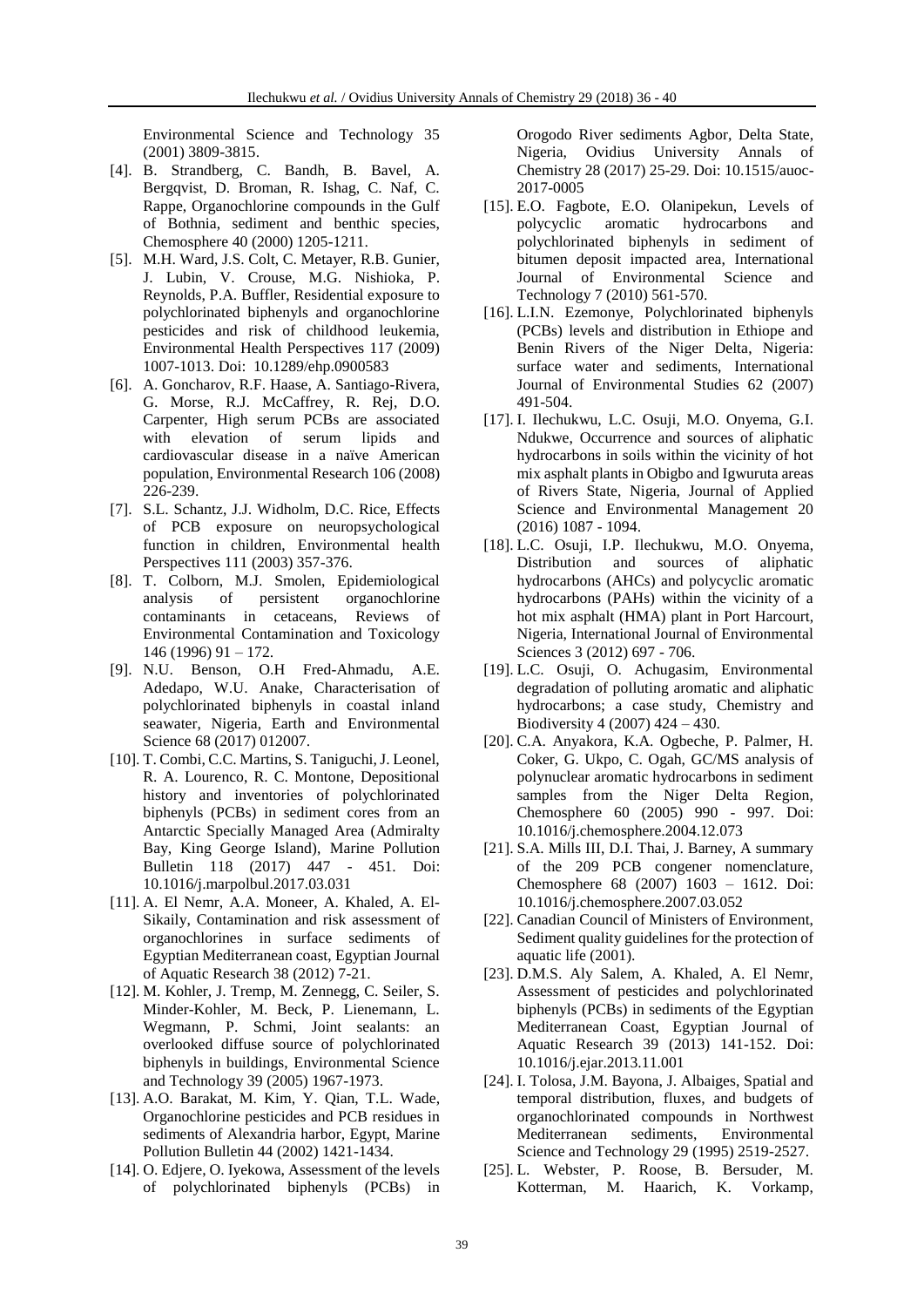Environmental Science and Technology 35 (2001) 3809-3815.

[4]. B. Strandberg, C. Bandh, B. Bavel, A. Bergqvist, D. Broman, R. Ishag, C. Naf, C. Rappe, Organochlorine compounds in the Gulf of Bothnia, sediment and benthic species, Chemosphere 40 (2000) 1205-1211.

[5]. M.H. Ward, J.S. Colt, C. Metayer, R.B. Gunier, J. Lubin, V. Crouse, M.G. Nishioka, P. Reynolds, P.A. Buffler, Residential exposure to polychlorinated biphenyls and organochlorine pesticides and risk of childhood leukemia, Environmental Health Perspectives 117 (2009) 1007-1013. Doi: 10.1289/ehp.0900583

[6]. A. Goncharov, R.F. Haase, A. Santiago-Rivera, G. Morse, R.J. McCaffrey, R. Rej, D.O. Carpenter, High serum PCBs are associated with elevation of serum lipids and cardiovascular disease in a naïve American population, Environmental Research 106 (2008) 226-239.

[7]. S.L. Schantz, J.J. Widholm, D.C. Rice, Effects of PCB exposure on neuropsychological function in children, Environmental health Perspectives 111 (2003) 357-376.

[8]. T. Colborn, M.J. Smolen, Epidemiological analysis of persistent organochlorine contaminants in cetaceans, Reviews of Environmental Contamination and Toxicology 146 (1996) 91 – 172.

[9]. N.U. Benson, O.H Fred-Ahmadu, A.E. Adedapo, W.U. Anake, Characterisation of polychlorinated biphenyls in coastal inland seawater, Nigeria, Earth and Environmental Science 68 (2017) 012007.

[10]. T. Combi, C.C. Martins, S. Taniguchi, J. Leonel, R. A. Lourenco, R. C. Montone, Depositional history and inventories of polychlorinated biphenyls (PCBs) in sediment cores from an Antarctic Specially Managed Area (Admiralty Bay, King George Island), Marine Pollution Bulletin 118 (2017) 447 - 451. Doi: 10.1016/j.marpolbul.2017.03.031

[11]. A. El Nemr, A.A. Moneer, A. Khaled, A. El-Sikaily, Contamination and risk assessment of organochlorines in surface sediments of Egyptian Mediterranean coast, Egyptian Journal of Aquatic Research 38 (2012) 7-21.

[12]. M. Kohler, J. Tremp, M. Zennegg, C. Seiler, S. Minder-Kohler, M. Beck, P. Lienemann, L. Wegmann, P. Schmi, Joint sealants: an overlooked diffuse source of polychlorinated biphenyls in buildings, Environmental Science and Technology 39 (2005) 1967-1973.

[13]. A.O. Barakat, M. Kim, Y. Qian, T.L. Wade, Organochlorine pesticides and PCB residues in sediments of Alexandria harbor, Egypt, Marine Pollution Bulletin 44 (2002) 1421-1434.

[14]. O. Edjere, O. Iyekowa, Assessment of the levels of polychlorinated biphenyls (PCBs) in Orogodo River sediments Agbor, Delta State, Nigeria, Ovidius University Annals of Chemistry 28 (2017) 25-29. Doi: 10.1515/auoc-2017-0005

[15]. E.O. Fagbote, E.O. Olanipekun, Levels of polycyclic aromatic hydrocarbons and polychlorinated biphenyls in sediment of bitumen deposit impacted area, International Journal of Environmental Science and Technology 7 (2010) 561-570.

[16]. L.I.N. Ezemonye, Polychlorinated biphenyls (PCBs) levels and distribution in Ethiope and Benin Rivers of the Niger Delta, Nigeria: surface water and sediments, International Journal of Environmental Studies 62 (2007) 491-504.

[17]. I. Ilechukwu, L.C. Osuji, M.O. Onyema, G.I. Ndukwe, Occurrence and sources of aliphatic hydrocarbons in soils within the vicinity of hot mix asphalt plants in Obigbo and Igwuruta areas of Rivers State, Nigeria, Journal of Applied Science and Environmental Management 20 (2016) 1087 - 1094.

[18]. L.C. Osuji, I.P. Ilechukwu, M.O. Onyema, Distribution and sources of aliphatic hydrocarbons (AHCs) and polycyclic aromatic hydrocarbons (PAHs) within the vicinity of a hot mix asphalt (HMA) plant in Port Harcourt, Nigeria, International Journal of Environmental Sciences 3 (2012) 697 - 706.

[19]. L.C. Osuji, O. Achugasim, Environmental degradation of polluting aromatic and aliphatic hydrocarbons; a case study, Chemistry and Biodiversity 4 (2007) 424 – 430.

[20]. C.A. Anyakora, K.A. Ogbeche, P. Palmer, H. Coker, G. Ukpo, C. Ogah, GC/MS analysis of polynuclear aromatic hydrocarbons in sediment samples from the Niger Delta Region, Chemosphere 60 (2005) 990 - 997. Doi: 10.1016/j.chemosphere.2004.12.073

[21]. S.A. Mills III, D.I. Thai, J. Barney, A summary of the 209 PCB congener nomenclature, Chemosphere 68 (2007) 1603 – 1612. Doi: 10.1016/j.chemosphere.2007.03.052

[22]. Canadian Council of Ministers of Environment, Sediment quality guidelines for the protection of aquatic life (2001).

[23]. D.M.S. Aly Salem, A. Khaled, A. El Nemr, Assessment of pesticides and polychlorinated biphenyls (PCBs) in sediments of the Egyptian Mediterranean Coast, Egyptian Journal of Aquatic Research 39 (2013) 141-152. Doi: 10.1016/j.ejar.2013.11.001

[24]. I. Tolosa, J.M. Bayona, J. Albaiges, Spatial and temporal distribution, fluxes, and budgets of organochlorinated compounds in Northwest Mediterranean sediments, Environmental Science and Technology 29 (1995) 2519-2527.

[25]. L. Webster, P. Roose, B. Bersuder, M. Kotterman, M. Haarich, K. Vorkamp,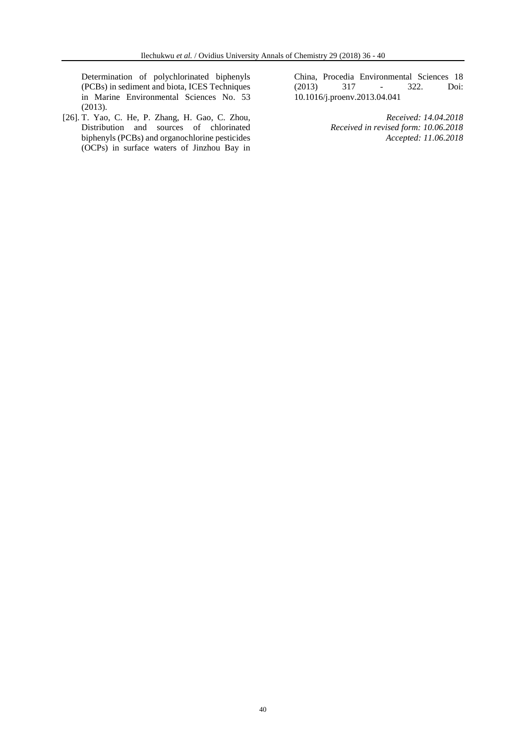Determination of polychlorinated biphenyls (PCBs) in sediment and biota, ICES Techniques in Marine Environmental Sciences No. 53 (2013).

[26]. T. Yao, C. He, P. Zhang, H. Gao, C. Zhou, Distribution and sources of chlorinated biphenyls (PCBs) and organochlorine pesticides (OCPs) in surface waters of Jinzhou Bay in China, Procedia Environmental Sciences 18 (2013) 317 - 322. Doi: 10.1016/j.proenv.2013.04.041

*Received: 14.04.2018*
*Received in revised form: 10.06.2018*
*Accepted: 11.06.2018*